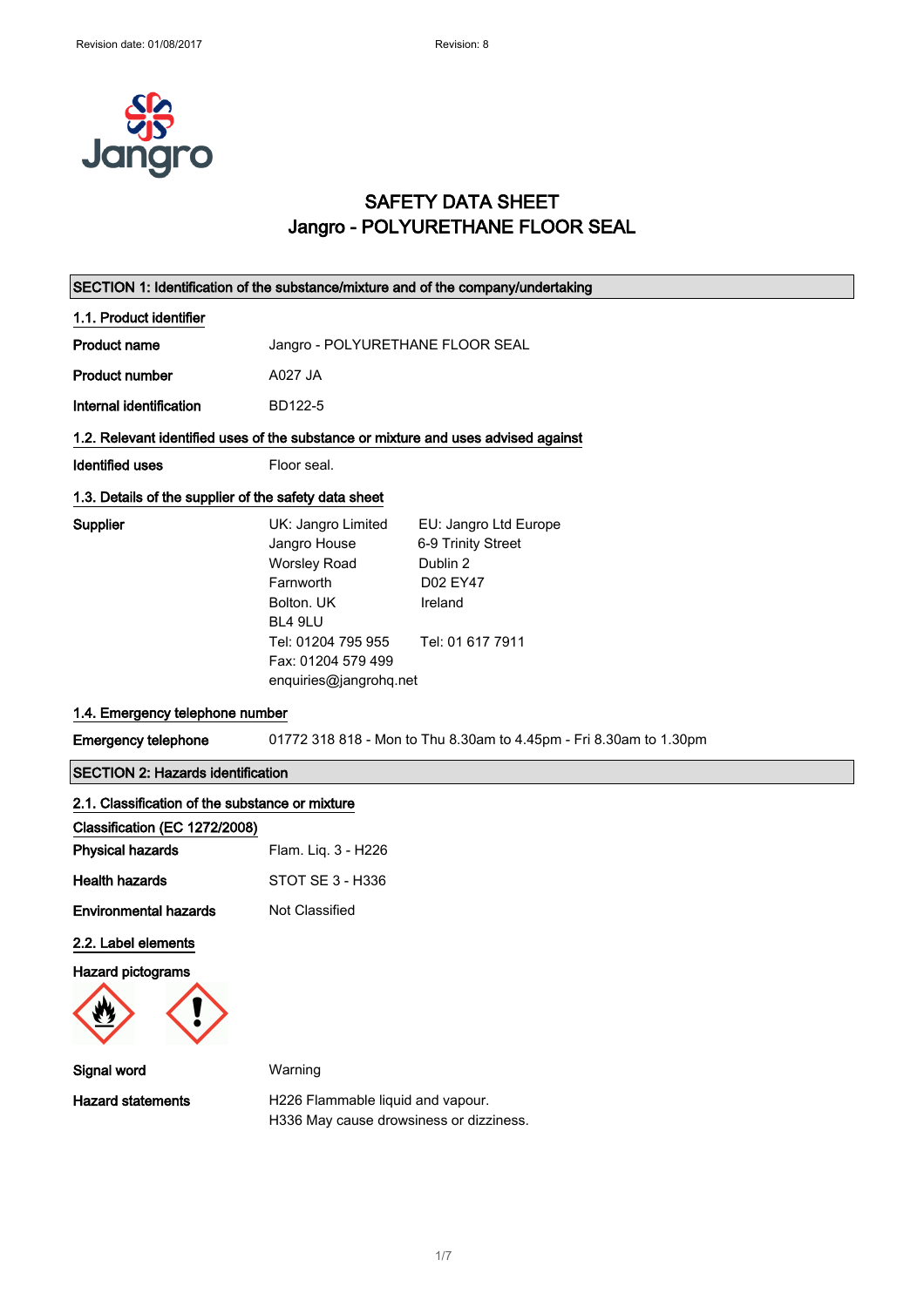Revision date: 01/08/2017 Revision: 8

# SAFETY DATA SHEET
# Jangro - POLYURETHANE FLOOR SEAL

## SECTION 1: Identification of the substance/mixture and of the company/undertaking

### 1.1. Product identifier

**Product name** Jangro - POLYURETHANE FLOOR SEAL

**Product number** A027 JA

**Internal identification** BD122-5

### 1.2. Relevant identified uses of the substance or mixture and uses advised against

**Identified uses** Floor seal.

### 1.3. Details of the supplier of the safety data sheet

**Supplier**

UK: Jangro Limited
Jangro House
Worsley Road
Farnworth
Bolton. UK
BL4 9LU
Tel: 01204 795 955
Fax: 01204 579 499
enquiries@jangrohq.net

EU: Jangro Ltd Europe
6-9 Trinity Street
Dublin 2
D02 EY47
Ireland
Tel: 01 617 7911

### 1.4. Emergency telephone number

**Emergency telephone** 01772 318 818 - Mon to Thu 8.30am to 4.45pm - Fri 8.30am to 1.30pm

## SECTION 2: Hazards identification

### 2.1. Classification of the substance or mixture

**Classification (EC 1272/2008)**

**Physical hazards** Flam. Liq. 3 - H226

**Health hazards** STOT SE 3 - H336

**Environmental hazards** Not Classified

### 2.2. Label elements

**Hazard pictograms**

**Signal word** Warning

**Hazard statements** H226 Flammable liquid and vapour.
H336 May cause drowsiness or dizziness.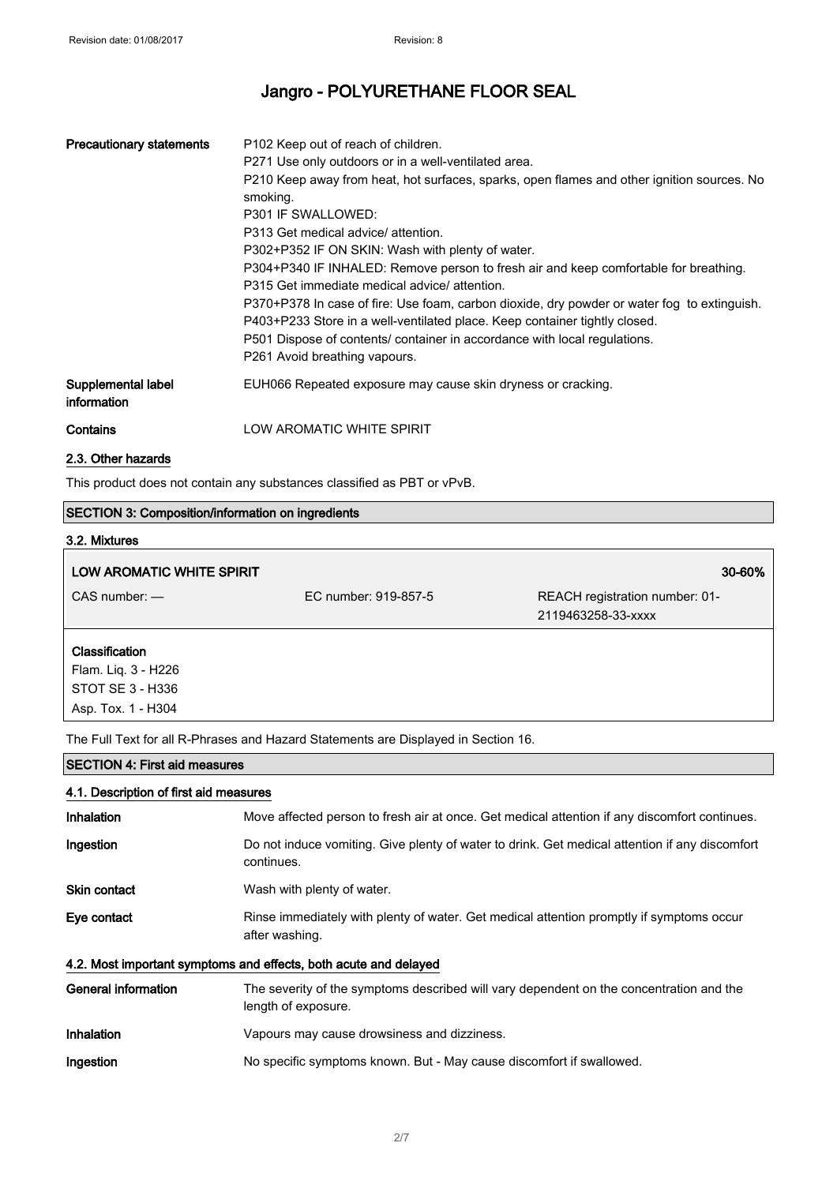# Jangro - POLYURETHANE FLOOR SEAL

| | |
|---|---|
| **Precautionary statements** | P102 Keep out of reach of children.<br>P271 Use only outdoors or in a well-ventilated area.<br>P210 Keep away from heat, hot surfaces, sparks, open flames and other ignition sources. No smoking.<br>P301 IF SWALLOWED:<br>P313 Get medical advice/ attention.<br>P302+P352 IF ON SKIN: Wash with plenty of water.<br>P304+P340 IF INHALED: Remove person to fresh air and keep comfortable for breathing.<br>P315 Get immediate medical advice/ attention.<br>P370+P378 In case of fire: Use foam, carbon dioxide, dry powder or water fog to extinguish.<br>P403+P233 Store in a well-ventilated place. Keep container tightly closed.<br>P501 Dispose of contents/ container in accordance with local regulations.<br>P261 Avoid breathing vapours. |
| **Supplemental label information** | EUH066 Repeated exposure may cause skin dryness or cracking. |
| **Contains** | LOW AROMATIC WHITE SPIRIT |

### 2.3. Other hazards

This product does not contain any substances classified as PBT or vPvB.

## SECTION 3: Composition/information on ingredients

### 3.2. Mixtures

| **LOW AROMATIC WHITE SPIRIT** | | **30-60%** |
|---|---|---|
| CAS number: — | EC number: 919-857-5 | REACH registration number: 01-2119463258-33-xxxx |

**Classification**
Flam. Liq. 3 - H226
STOT SE 3 - H336
Asp. Tox. 1 - H304

The Full Text for all R-Phrases and Hazard Statements are Displayed in Section 16.

## SECTION 4: First aid measures

### 4.1. Description of first aid measures

| | |
|---|---|
| **Inhalation** | Move affected person to fresh air at once. Get medical attention if any discomfort continues. |
| **Ingestion** | Do not induce vomiting. Give plenty of water to drink. Get medical attention if any discomfort continues. |
| **Skin contact** | Wash with plenty of water. |
| **Eye contact** | Rinse immediately with plenty of water. Get medical attention promptly if symptoms occur after washing. |

### 4.2. Most important symptoms and effects, both acute and delayed

| | |
|---|---|
| **General information** | The severity of the symptoms described will vary dependent on the concentration and the length of exposure. |
| **Inhalation** | Vapours may cause drowsiness and dizziness. |
| **Ingestion** | No specific symptoms known. But - May cause discomfort if swallowed. |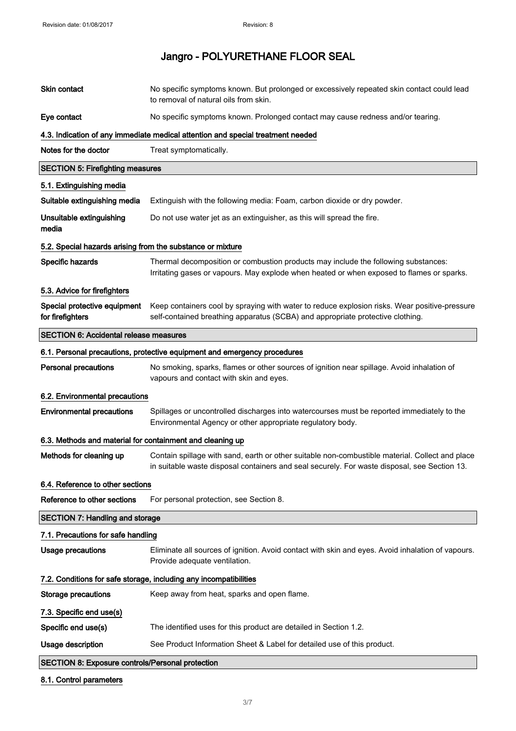| | |
|---|---|
| **Skin contact** | No specific symptoms known. But prolonged or excessively repeated skin contact could lead to removal of natural oils from skin. |
| **Eye contact** | No specific symptoms known. Prolonged contact may cause redness and/or tearing. |

### 4.3. Indication of any immediate medical attention and special treatment needed

| | |
|---|---|
| **Notes for the doctor** | Treat symptomatically. |

## SECTION 5: Firefighting measures

### 5.1. Extinguishing media

| | |
|---|---|
| **Suitable extinguishing media** | Extinguish with the following media: Foam, carbon dioxide or dry powder. |
| **Unsuitable extinguishing media** | Do not use water jet as an extinguisher, as this will spread the fire. |

### 5.2. Special hazards arising from the substance or mixture

| | |
|---|---|
| **Specific hazards** | Thermal decomposition or combustion products may include the following substances: Irritating gases or vapours. May explode when heated or when exposed to flames or sparks. |

### 5.3. Advice for firefighters

| | |
|---|---|
| **Special protective equipment for firefighters** | Keep containers cool by spraying with water to reduce explosion risks. Wear positive-pressure self-contained breathing apparatus (SCBA) and appropriate protective clothing. |

## SECTION 6: Accidental release measures

### 6.1. Personal precautions, protective equipment and emergency procedures

| | |
|---|---|
| **Personal precautions** | No smoking, sparks, flames or other sources of ignition near spillage. Avoid inhalation of vapours and contact with skin and eyes. |

### 6.2. Environmental precautions

| | |
|---|---|
| **Environmental precautions** | Spillages or uncontrolled discharges into watercourses must be reported immediately to the Environmental Agency or other appropriate regulatory body. |

### 6.3. Methods and material for containment and cleaning up

| | |
|---|---|
| **Methods for cleaning up** | Contain spillage with sand, earth or other suitable non-combustible material. Collect and place in suitable waste disposal containers and seal securely. For waste disposal, see Section 13. |

### 6.4. Reference to other sections

| | |
|---|---|
| **Reference to other sections** | For personal protection, see Section 8. |

## SECTION 7: Handling and storage

### 7.1. Precautions for safe handling

| | |
|---|---|
| **Usage precautions** | Eliminate all sources of ignition. Avoid contact with skin and eyes. Avoid inhalation of vapours. Provide adequate ventilation. |

### 7.2. Conditions for safe storage, including any incompatibilities

| | |
|---|---|
| **Storage precautions** | Keep away from heat, sparks and open flame. |

### 7.3. Specific end use(s)

| | |
|---|---|
| **Specific end use(s)** | The identified uses for this product are detailed in Section 1.2. |
| **Usage description** | See Product Information Sheet & Label for detailed use of this product. |

## SECTION 8: Exposure controls/Personal protection

### 8.1. Control parameters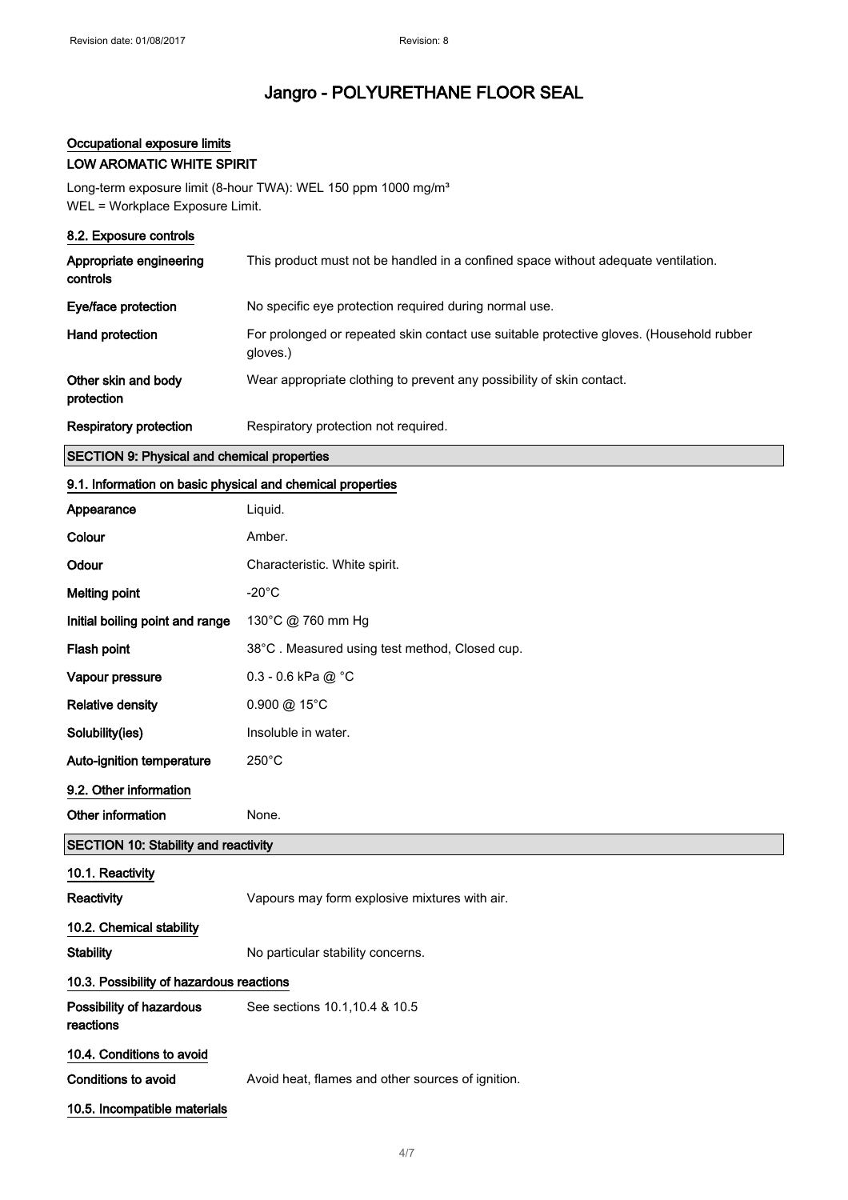### Occupational exposure limits

**LOW AROMATIC WHITE SPIRIT**

Long-term exposure limit (8-hour TWA): WEL 150 ppm 1000 mg/m³
WEL = Workplace Exposure Limit.

### 8.2. Exposure controls

| | |
|---|---|
| **Appropriate engineering controls** | This product must not be handled in a confined space without adequate ventilation. |
| **Eye/face protection** | No specific eye protection required during normal use. |
| **Hand protection** | For prolonged or repeated skin contact use suitable protective gloves. (Household rubber gloves.) |
| **Other skin and body protection** | Wear appropriate clothing to prevent any possibility of skin contact. |
| **Respiratory protection** | Respiratory protection not required. |

## SECTION 9: Physical and chemical properties

### 9.1. Information on basic physical and chemical properties

| | |
|---|---|
| **Appearance** | Liquid. |
| **Colour** | Amber. |
| **Odour** | Characteristic. White spirit. |
| **Melting point** | -20°C |
| **Initial boiling point and range** | 130°C @ 760 mm Hg |
| **Flash point** | 38°C . Measured using test method, Closed cup. |
| **Vapour pressure** | 0.3 - 0.6 kPa @ °C |
| **Relative density** | 0.900 @ 15°C |
| **Solubility(ies)** | Insoluble in water. |
| **Auto-ignition temperature** | 250°C |

### 9.2. Other information

| | |
|---|---|
| **Other information** | None. |

## SECTION 10: Stability and reactivity

### 10.1. Reactivity

| | |
|---|---|
| **Reactivity** | Vapours may form explosive mixtures with air. |

### 10.2. Chemical stability

| | |
|---|---|
| **Stability** | No particular stability concerns. |

### 10.3. Possibility of hazardous reactions

| | |
|---|---|
| **Possibility of hazardous reactions** | See sections 10.1,10.4 & 10.5 |

### 10.4. Conditions to avoid

| | |
|---|---|
| **Conditions to avoid** | Avoid heat, flames and other sources of ignition. |

### 10.5. Incompatible materials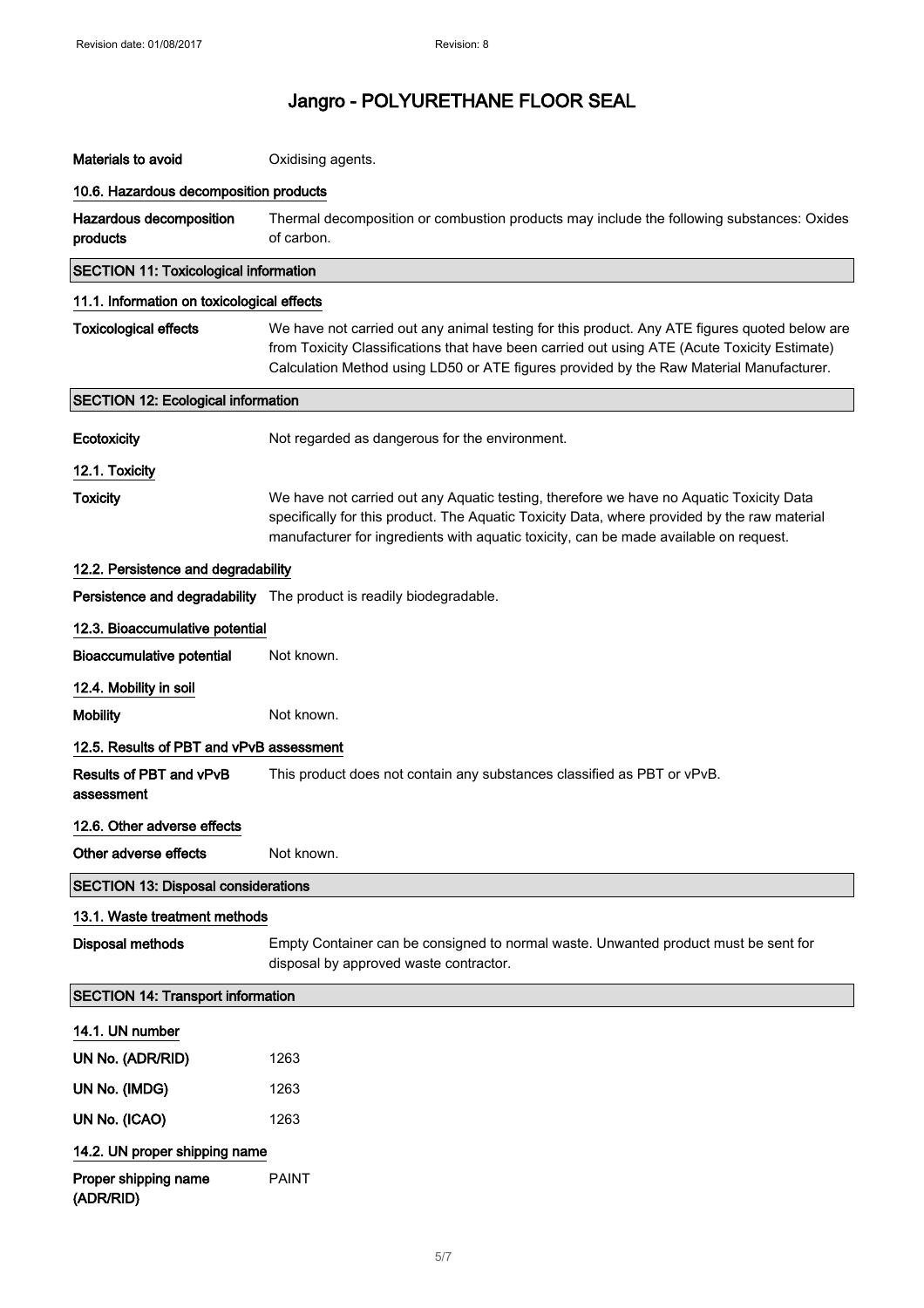| | |
|---|---|
| **Materials to avoid** | Oxidising agents. |

### 10.6. Hazardous decomposition products

| | |
|---|---|
| **Hazardous decomposition products** | Thermal decomposition or combustion products may include the following substances: Oxides of carbon. |

## SECTION 11: Toxicological information

### 11.1. Information on toxicological effects

| | |
|---|---|
| **Toxicological effects** | We have not carried out any animal testing for this product. Any ATE figures quoted below are from Toxicity Classifications that have been carried out using ATE (Acute Toxicity Estimate) Calculation Method using LD50 or ATE figures provided by the Raw Material Manufacturer. |

## SECTION 12: Ecological information

| | |
|---|---|
| **Ecotoxicity** | Not regarded as dangerous for the environment. |

### 12.1. Toxicity

| | |
|---|---|
| **Toxicity** | We have not carried out any Aquatic testing, therefore we have no Aquatic Toxicity Data specifically for this product. The Aquatic Toxicity Data, where provided by the raw material manufacturer for ingredients with aquatic toxicity, can be made available on request. |

### 12.2. Persistence and degradability

| | |
|---|---|
| **Persistence and degradability** | The product is readily biodegradable. |

### 12.3. Bioaccumulative potential

| | |
|---|---|
| **Bioaccumulative potential** | Not known. |

### 12.4. Mobility in soil

| | |
|---|---|
| **Mobility** | Not known. |

### 12.5. Results of PBT and vPvB assessment

| | |
|---|---|
| **Results of PBT and vPvB assessment** | This product does not contain any substances classified as PBT or vPvB. |

### 12.6. Other adverse effects

| | |
|---|---|
| **Other adverse effects** | Not known. |

## SECTION 13: Disposal considerations

### 13.1. Waste treatment methods

| | |
|---|---|
| **Disposal methods** | Empty Container can be consigned to normal waste. Unwanted product must be sent for disposal by approved waste contractor. |

## SECTION 14: Transport information

### 14.1. UN number

| | |
|---|---|
| **UN No. (ADR/RID)** | 1263 |
| **UN No. (IMDG)** | 1263 |
| **UN No. (ICAO)** | 1263 |

### 14.2. UN proper shipping name

| | |
|---|---|
| **Proper shipping name (ADR/RID)** | PAINT |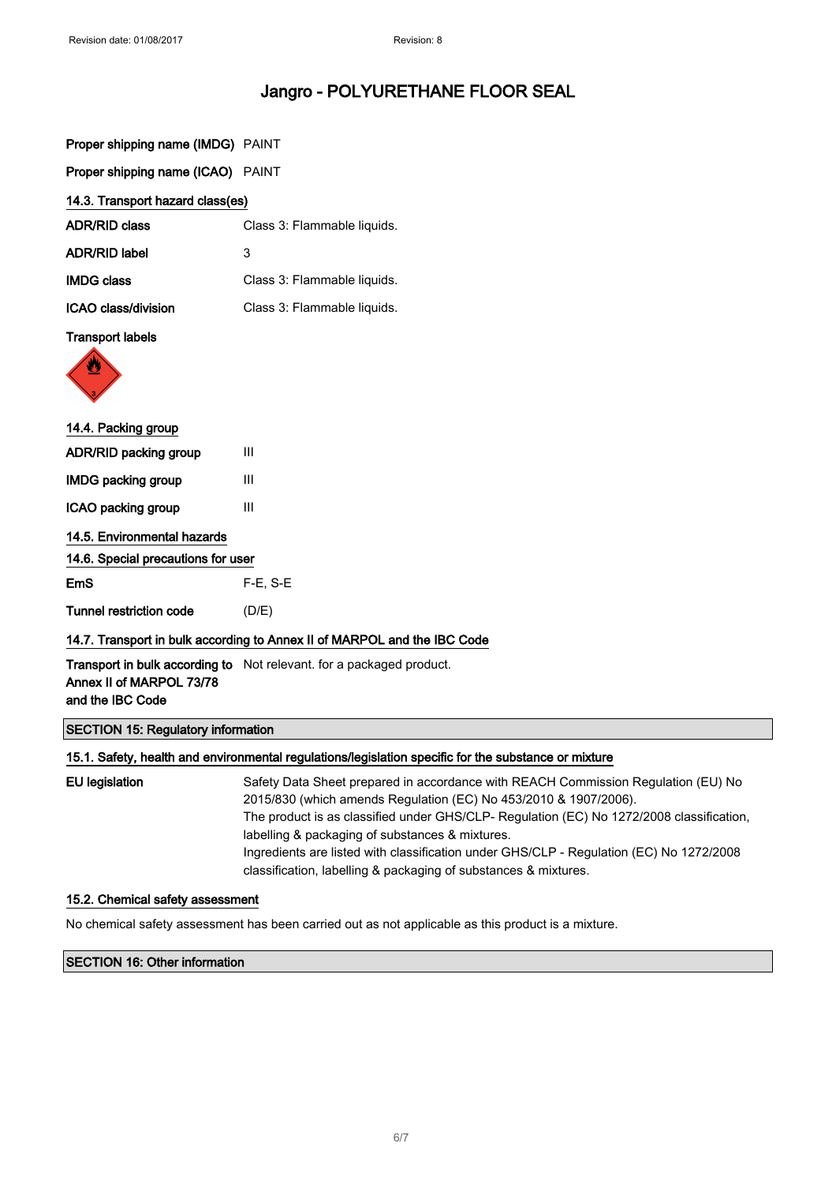| | |
|---|---|
| **Proper shipping name (IMDG)** | PAINT |
| **Proper shipping name (ICAO)** | PAINT |

### 14.3. Transport hazard class(es)

| | |
|---|---|
| **ADR/RID class** | Class 3: Flammable liquids. |
| **ADR/RID label** | 3 |
| **IMDG class** | Class 3: Flammable liquids. |
| **ICAO class/division** | Class 3: Flammable liquids. |

**Transport labels**

### 14.4. Packing group

| | |
|---|---|
| **ADR/RID packing group** | III |
| **IMDG packing group** | III |
| **ICAO packing group** | III |

### 14.5. Environmental hazards

### 14.6. Special precautions for user

| | |
|---|---|
| **EmS** | F-E, S-E |
| **Tunnel restriction code** | (D/E) |

### 14.7. Transport in bulk according to Annex II of MARPOL and the IBC Code

| | |
|---|---|
| **Transport in bulk according to Annex II of MARPOL 73/78 and the IBC Code** | Not relevant. for a packaged product. |

## SECTION 15: Regulatory information

### 15.1. Safety, health and environmental regulations/legislation specific for the substance or mixture

**EU legislation**

Safety Data Sheet prepared in accordance with REACH Commission Regulation (EU) No 2015/830 (which amends Regulation (EC) No 453/2010 & 1907/2006).
The product is as classified under GHS/CLP- Regulation (EC) No 1272/2008 classification, labelling & packaging of substances & mixtures.
Ingredients are listed with classification under GHS/CLP - Regulation (EC) No 1272/2008 classification, labelling & packaging of substances & mixtures.

### 15.2. Chemical safety assessment

No chemical safety assessment has been carried out as not applicable as this product is a mixture.

## SECTION 16: Other information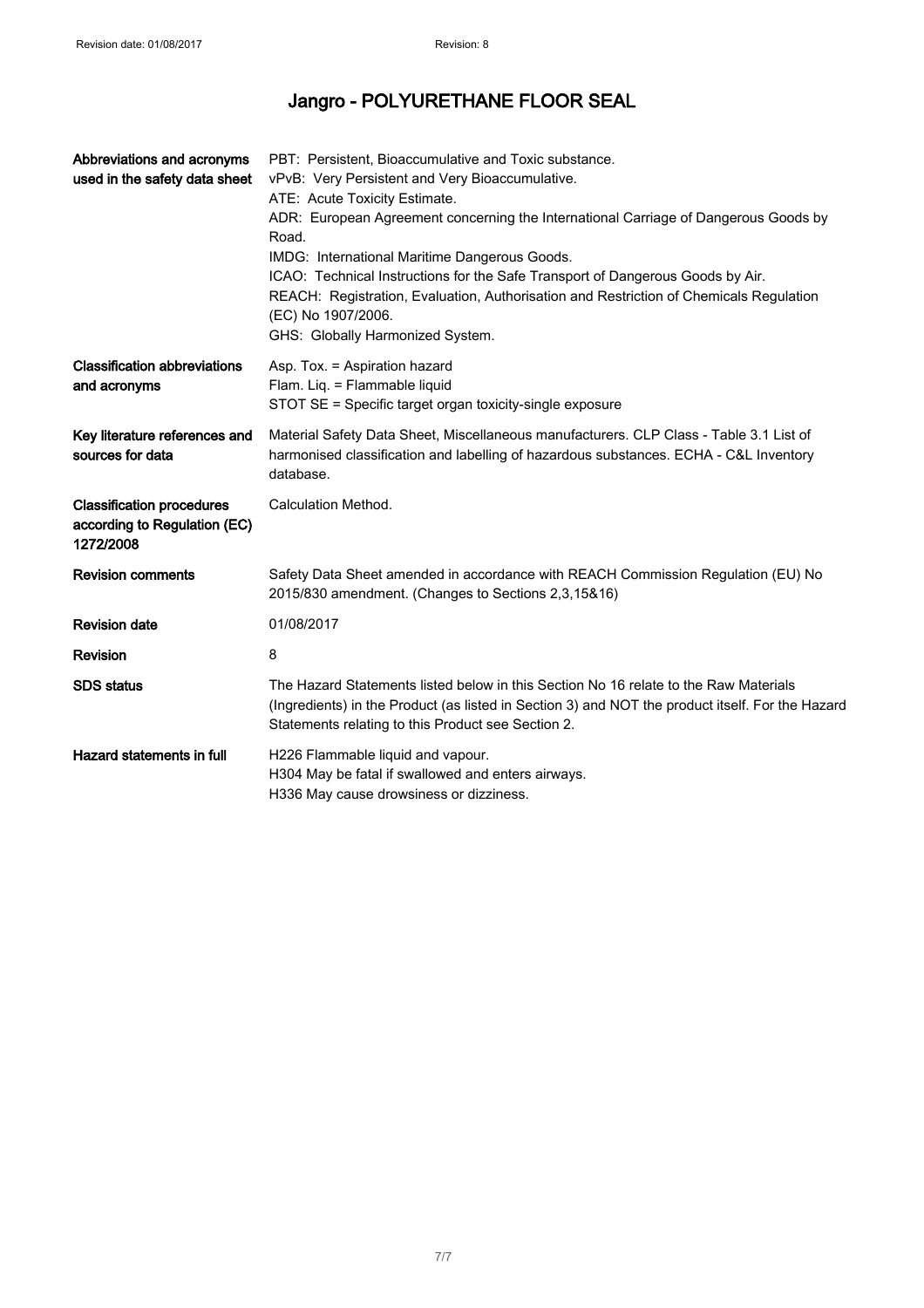# Jangro - POLYURETHANE FLOOR SEAL

| | |
|---|---|
| **Abbreviations and acronyms used in the safety data sheet** | PBT: Persistent, Bioaccumulative and Toxic substance.<br>vPvB: Very Persistent and Very Bioaccumulative.<br>ATE: Acute Toxicity Estimate.<br>ADR: European Agreement concerning the International Carriage of Dangerous Goods by Road.<br>IMDG: International Maritime Dangerous Goods.<br>ICAO: Technical Instructions for the Safe Transport of Dangerous Goods by Air.<br>REACH: Registration, Evaluation, Authorisation and Restriction of Chemicals Regulation (EC) No 1907/2006.<br>GHS: Globally Harmonized System. |
| **Classification abbreviations and acronyms** | Asp. Tox. = Aspiration hazard<br>Flam. Liq. = Flammable liquid<br>STOT SE = Specific target organ toxicity-single exposure |
| **Key literature references and sources for data** | Material Safety Data Sheet, Miscellaneous manufacturers. CLP Class - Table 3.1 List of harmonised classification and labelling of hazardous substances. ECHA - C&L Inventory database. |
| **Classification procedures according to Regulation (EC) 1272/2008** | Calculation Method. |
| **Revision comments** | Safety Data Sheet amended in accordance with REACH Commission Regulation (EU) No 2015/830 amendment. (Changes to Sections 2,3,15&16) |
| **Revision date** | 01/08/2017 |
| **Revision** | 8 |
| **SDS status** | The Hazard Statements listed below in this Section No 16 relate to the Raw Materials (Ingredients) in the Product (as listed in Section 3) and NOT the product itself. For the Hazard Statements relating to this Product see Section 2. |
| **Hazard statements in full** | H226 Flammable liquid and vapour.<br>H304 May be fatal if swallowed and enters airways.<br>H336 May cause drowsiness or dizziness. |